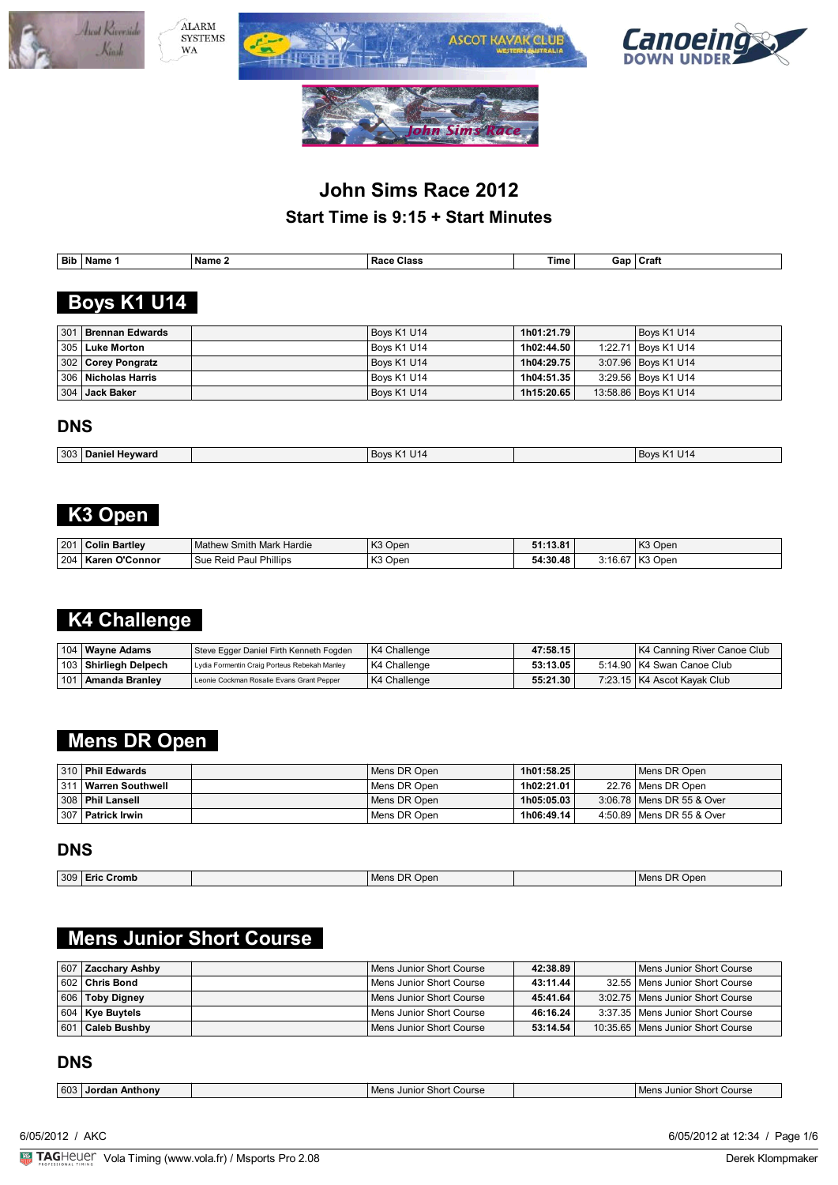# John Sims Race 2012

## Start Time is 9:15 + Start Minutes

## Boys K1 U14

| Bib | Name 1 | Name 2 | Race Class | Time | Gap | Craft |
|---|---|---|---|---|---|---|
| 301 | **Brennan Edwards** | | Boys K1 U14 | **1h01:21.79** | | Boys K1 U14 |
| 305 | **Luke Morton** | | Boys K1 U14 | **1h02:44.50** | 1:22.71 | Boys K1 U14 |
| 302 | **Corey Pongratz** | | Boys K1 U14 | **1h04:29.75** | 3:07.96 | Boys K1 U14 |
| 306 | **Nicholas Harris** | | Boys K1 U14 | **1h04:51.35** | 3:29.56 | Boys K1 U14 |
| 304 | **Jack Baker** | | Boys K1 U14 | **1h15:20.65** | 13:58.86 | Boys K1 U14 |

### DNS

| Bib | Name 1 | Name 2 | Race Class | Time | Gap | Craft |
|---|---|---|---|---|---|---|
| 303 | **Daniel Heyward** | | Boys K1 U14 | | | Boys K1 U14 |

## K3 Open

| Bib | Name 1 | Name 2 | Race Class | Time | Gap | Craft |
|---|---|---|---|---|---|---|
| 201 | **Colin Bartley** | Mathew Smith Mark Hardie | K3 Open | **51:13.81** | | K3 Open |
| 204 | **Karen O'Connor** | Sue Reid Paul Phillips | K3 Open | **54:30.48** | 3:16.67 | K3 Open |

## K4 Challenge

| Bib | Name 1 | Name 2 | Race Class | Time | Gap | Craft |
|---|---|---|---|---|---|---|
| 104 | **Wayne Adams** | Steve Egger Daniel Firth Kenneth Fogden | K4 Challenge | **47:58.15** | | K4 Canning River Canoe Club |
| 103 | **Shirliegh Delpech** | Lydia Formentin Craig Porteus Rebekah Manley | K4 Challenge | **53:13.05** | 5:14.90 | K4 Swan Canoe Club |
| 101 | **Amanda Branley** | Leonie Cockman Rosalie Evans Grant Pepper | K4 Challenge | **55:21.30** | 7:23.15 | K4 Ascot Kayak Club |

## Mens DR Open

| Bib | Name 1 | Name 2 | Race Class | Time | Gap | Craft |
|---|---|---|---|---|---|---|
| 310 | **Phil Edwards** | | Mens DR Open | **1h01:58.25** | | Mens DR Open |
| 311 | **Warren Southwell** | | Mens DR Open | **1h02:21.01** | 22.76 | Mens DR Open |
| 308 | **Phil Lansell** | | Mens DR Open | **1h05:05.03** | 3:06.78 | Mens DR 55 & Over |
| 307 | **Patrick Irwin** | | Mens DR Open | **1h06:49.14** | 4:50.89 | Mens DR 55 & Over |

### DNS

| Bib | Name 1 | Name 2 | Race Class | Time | Gap | Craft |
|---|---|---|---|---|---|---|
| 309 | **Eric Cromb** | | Mens DR Open | | | Mens DR Open |

## Mens Junior Short Course

| Bib | Name 1 | Name 2 | Race Class | Time | Gap | Craft |
|---|---|---|---|---|---|---|
| 607 | **Zacchary Ashby** | | Mens Junior Short Course | **42:38.89** | | Mens Junior Short Course |
| 602 | **Chris Bond** | | Mens Junior Short Course | **43:11.44** | 32.55 | Mens Junior Short Course |
| 606 | **Toby Digney** | | Mens Junior Short Course | **45:41.64** | 3:02.75 | Mens Junior Short Course |
| 604 | **Kye Buytels** | | Mens Junior Short Course | **46:16.24** | 3:37.35 | Mens Junior Short Course |
| 601 | **Caleb Bushby** | | Mens Junior Short Course | **53:14.54** | 10:35.65 | Mens Junior Short Course |

### DNS

| Bib | Name 1 | Name 2 | Race Class | Time | Gap | Craft |
|---|---|---|---|---|---|---|
| 603 | **Jordan Anthony** | | Mens Junior Short Course | | | Mens Junior Short Course |

6/05/2012 / AKC

6/05/2012 at 12:34

Vola Timing (www.vola.fr) / Msports Pro 2.08

Derek Klompmaker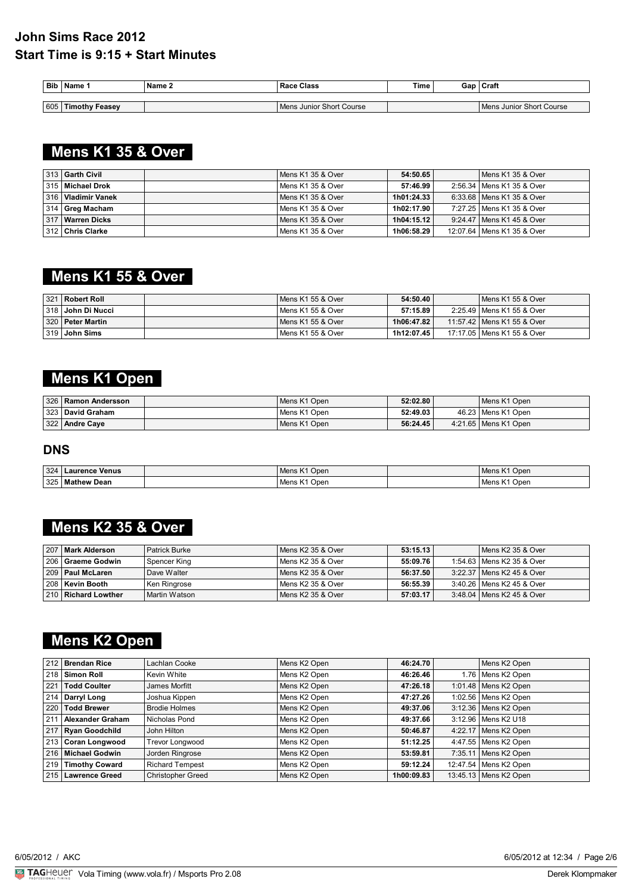# John Sims Race 2012

## Start Time is 9:15 + Start Minutes

| Bib | Name 1 | Name 2 | Race Class | Time | Gap | Craft |
|---|---|---|---|---|---|---|
| 605 | **Timothy Feasey** | | Mens Junior Short Course | | | Mens Junior Short Course |

## Mens K1 35 & Over

| Bib | Name 1 | Name 2 | Race Class | Time | Gap | Craft |
|---|---|---|---|---|---|---|
| 313 | **Garth Civil** | | Mens K1 35 & Over | **54:50.65** | | Mens K1 35 & Over |
| 315 | **Michael Drok** | | Mens K1 35 & Over | **57:46.99** | 2:56.34 | Mens K1 35 & Over |
| 316 | **Vladimir Vanek** | | Mens K1 35 & Over | **1h01:24.33** | 6:33.68 | Mens K1 35 & Over |
| 314 | **Greg Macham** | | Mens K1 35 & Over | **1h02:17.90** | 7:27.25 | Mens K1 35 & Over |
| 317 | **Warren Dicks** | | Mens K1 35 & Over | **1h04:15.12** | 9:24.47 | Mens K1 45 & Over |
| 312 | **Chris Clarke** | | Mens K1 35 & Over | **1h06:58.29** | 12:07.64 | Mens K1 35 & Over |

## Mens K1 55 & Over

| Bib | Name 1 | Name 2 | Race Class | Time | Gap | Craft |
|---|---|---|---|---|---|---|
| 321 | **Robert Roll** | | Mens K1 55 & Over | **54:50.40** | | Mens K1 55 & Over |
| 318 | **John Di Nucci** | | Mens K1 55 & Over | **57:15.89** | 2:25.49 | Mens K1 55 & Over |
| 320 | **Peter Martin** | | Mens K1 55 & Over | **1h06:47.82** | 11:57.42 | Mens K1 55 & Over |
| 319 | **John Sims** | | Mens K1 55 & Over | **1h12:07.45** | 17:17.05 | Mens K1 55 & Over |

## Mens K1 Open

| Bib | Name 1 | Name 2 | Race Class | Time | Gap | Craft |
|---|---|---|---|---|---|---|
| 326 | **Ramon Andersson** | | Mens K1 Open | **52:02.80** | | Mens K1 Open |
| 323 | **David Graham** | | Mens K1 Open | **52:49.03** | 46.23 | Mens K1 Open |
| 322 | **Andre Caye** | | Mens K1 Open | **56:24.45** | 4:21.65 | Mens K1 Open |

### DNS

| Bib | Name 1 | Name 2 | Race Class | Time | Gap | Craft |
|---|---|---|---|---|---|---|
| 324 | **Laurence Venus** | | Mens K1 Open | | | Mens K1 Open |
| 325 | **Mathew Dean** | | Mens K1 Open | | | Mens K1 Open |

## Mens K2 35 & Over

| Bib | Name 1 | Name 2 | Race Class | Time | Gap | Craft |
|---|---|---|---|---|---|---|
| 207 | **Mark Alderson** | Patrick Burke | Mens K2 35 & Over | **53:15.13** | | Mens K2 35 & Over |
| 206 | **Graeme Godwin** | Spencer King | Mens K2 35 & Over | **55:09.76** | 1:54.63 | Mens K2 35 & Over |
| 209 | **Paul McLaren** | Dave Walter | Mens K2 35 & Over | **56:37.50** | 3:22.37 | Mens K2 45 & Over |
| 208 | **Kevin Booth** | Ken Ringrose | Mens K2 35 & Over | **56:55.39** | 3:40.26 | Mens K2 45 & Over |
| 210 | **Richard Lowther** | Martin Watson | Mens K2 35 & Over | **57:03.17** | 3:48.04 | Mens K2 45 & Over |

## Mens K2 Open

| Bib | Name 1 | Name 2 | Race Class | Time | Gap | Craft |
|---|---|---|---|---|---|---|
| 212 | **Brendan Rice** | Lachlan Cooke | Mens K2 Open | **46:24.70** | | Mens K2 Open |
| 218 | **Simon Roll** | Kevin White | Mens K2 Open | **46:26.46** | 1.76 | Mens K2 Open |
| 221 | **Todd Coulter** | James Morfitt | Mens K2 Open | **47:26.18** | 1:01.48 | Mens K2 Open |
| 214 | **Darryl Long** | Joshua Kippen | Mens K2 Open | **47:27.26** | 1:02.56 | Mens K2 Open |
| 220 | **Todd Brewer** | Brodie Holmes | Mens K2 Open | **49:37.06** | 3:12.36 | Mens K2 Open |
| 211 | **Alexander Graham** | Nicholas Pond | Mens K2 Open | **49:37.66** | 3:12.96 | Mens K2 U18 |
| 217 | **Ryan Goodchild** | John Hilton | Mens K2 Open | **50:46.87** | 4:22.17 | Mens K2 Open |
| 213 | **Coran Longwood** | Trevor Longwood | Mens K2 Open | **51:12.25** | 4:47.55 | Mens K2 Open |
| 216 | **Michael Godwin** | Jorden Ringrose | Mens K2 Open | **53:59.81** | 7:35.11 | Mens K2 Open |
| 219 | **Timothy Coward** | Richard Tempest | Mens K2 Open | **59:12.24** | 12:47.54 | Mens K2 Open |
| 215 | **Lawrence Greed** | Christopher Greed | Mens K2 Open | **1h00:09.83** | 13:45.13 | Mens K2 Open |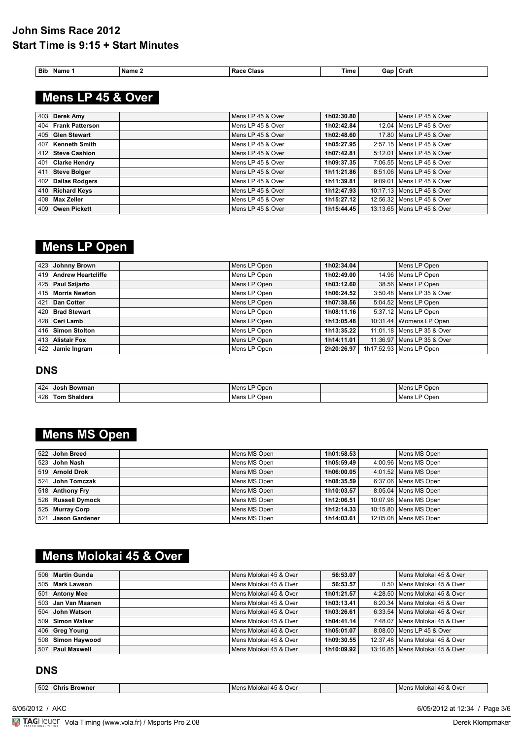# John Sims Race 2012

## Start Time is 9:15 + Start Minutes

## Mens LP 45 & Over

| Bib | Name 1 | Name 2 | Race Class | Time | Gap | Craft |
|---|---|---|---|---|---|---|
| 403 | **Derek Amy** | | Mens LP 45 & Over | **1h02:30.80** | | Mens LP 45 & Over |
| 404 | **Frank Patterson** | | Mens LP 45 & Over | **1h02:42.84** | 12.04 | Mens LP 45 & Over |
| 405 | **Glen Stewart** | | Mens LP 45 & Over | **1h02:48.60** | 17.80 | Mens LP 45 & Over |
| 407 | **Kenneth Smith** | | Mens LP 45 & Over | **1h05:27.95** | 2:57.15 | Mens LP 45 & Over |
| 412 | **Steve Cashion** | | Mens LP 45 & Over | **1h07:42.81** | 5:12.01 | Mens LP 45 & Over |
| 401 | **Clarke Hendry** | | Mens LP 45 & Over | **1h09:37.35** | 7:06.55 | Mens LP 45 & Over |
| 411 | **Steve Bolger** | | Mens LP 45 & Over | **1h11:21.86** | 8:51.06 | Mens LP 45 & Over |
| 402 | **Dallas Rodgers** | | Mens LP 45 & Over | **1h11:39.81** | 9:09.01 | Mens LP 45 & Over |
| 410 | **Richard Keys** | | Mens LP 45 & Over | **1h12:47.93** | 10:17.13 | Mens LP 45 & Over |
| 408 | **Max Zeller** | | Mens LP 45 & Over | **1h15:27.12** | 12:56.32 | Mens LP 45 & Over |
| 409 | **Owen Pickett** | | Mens LP 45 & Over | **1h15:44.45** | 13:13.65 | Mens LP 45 & Over |

## Mens LP Open

| Bib | Name 1 | Name 2 | Race Class | Time | Gap | Craft |
|---|---|---|---|---|---|---|
| 423 | **Johnny Brown** | | Mens LP Open | **1h02:34.04** | | Mens LP Open |
| 419 | **Andrew Heartcliffe** | | Mens LP Open | **1h02:49.00** | 14.96 | Mens LP Open |
| 425 | **Paul Szijarto** | | Mens LP Open | **1h03:12.60** | 38.56 | Mens LP Open |
| 415 | **Morris Newton** | | Mens LP Open | **1h06:24.52** | 3:50.48 | Mens LP 35 & Over |
| 421 | **Dan Cotter** | | Mens LP Open | **1h07:38.56** | 5:04.52 | Mens LP Open |
| 420 | **Brad Stewart** | | Mens LP Open | **1h08:11.16** | 5:37.12 | Mens LP Open |
| 428 | **Ceri Lamb** | | Mens LP Open | **1h13:05.48** | 10:31.44 | Womens LP Open |
| 416 | **Simon Stolton** | | Mens LP Open | **1h13:35.22** | 11:01.18 | Mens LP 35 & Over |
| 413 | **Alistair Fox** | | Mens LP Open | **1h14:11.01** | 11:36.97 | Mens LP 35 & Over |
| 422 | **Jamie Ingram** | | Mens LP Open | **2h20:26.97** | 1h17:52.93 | Mens LP Open |

### DNS

| Bib | Name 1 | Name 2 | Race Class | Time | Gap | Craft |
|---|---|---|---|---|---|---|
| 424 | **Josh Bowman** | | Mens LP Open | | | Mens LP Open |
| 426 | **Tom Shalders** | | Mens LP Open | | | Mens LP Open |

## Mens MS Open

| Bib | Name 1 | Name 2 | Race Class | Time | Gap | Craft |
|---|---|---|---|---|---|---|
| 522 | **John Breed** | | Mens MS Open | **1h01:58.53** | | Mens MS Open |
| 523 | **John Nash** | | Mens MS Open | **1h05:59.49** | 4:00.96 | Mens MS Open |
| 519 | **Arnold Drok** | | Mens MS Open | **1h06:00.05** | 4:01.52 | Mens MS Open |
| 524 | **John Tomczak** | | Mens MS Open | **1h08:35.59** | 6:37.06 | Mens MS Open |
| 518 | **Anthony Fry** | | Mens MS Open | **1h10:03.57** | 8:05.04 | Mens MS Open |
| 526 | **Russell Dymock** | | Mens MS Open | **1h12:06.51** | 10:07.98 | Mens MS Open |
| 525 | **Murray Corp** | | Mens MS Open | **1h12:14.33** | 10:15.80 | Mens MS Open |
| 521 | **Jason Gardener** | | Mens MS Open | **1h14:03.61** | 12:05.08 | Mens MS Open |

## Mens Molokai 45 & Over

| Bib | Name 1 | Name 2 | Race Class | Time | Gap | Craft |
|---|---|---|---|---|---|---|
| 506 | **Martin Gunda** | | Mens Molokai 45 & Over | **56:53.07** | | Mens Molokai 45 & Over |
| 505 | **Mark Lawson** | | Mens Molokai 45 & Over | **56:53.57** | 0.50 | Mens Molokai 45 & Over |
| 501 | **Antony Mee** | | Mens Molokai 45 & Over | **1h01:21.57** | 4:28.50 | Mens Molokai 45 & Over |
| 503 | **Jan Van Maanen** | | Mens Molokai 45 & Over | **1h03:13.41** | 6:20.34 | Mens Molokai 45 & Over |
| 504 | **John Watson** | | Mens Molokai 45 & Over | **1h03:26.61** | 6:33.54 | Mens Molokai 45 & Over |
| 509 | **Simon Walker** | | Mens Molokai 45 & Over | **1h04:41.14** | 7:48.07 | Mens Molokai 45 & Over |
| 406 | **Greg Young** | | Mens Molokai 45 & Over | **1h05:01.07** | 8:08.00 | Mens LP 45 & Over |
| 508 | **Simon Haywood** | | Mens Molokai 45 & Over | **1h09:30.55** | 12:37.48 | Mens Molokai 45 & Over |
| 507 | **Paul Maxwell** | | Mens Molokai 45 & Over | **1h10:09.92** | 13:16.85 | Mens Molokai 45 & Over |

### DNS

| Bib | Name 1 | Name 2 | Race Class | Time | Gap | Craft |
|---|---|---|---|---|---|---|
| 502 | **Chris Browner** | | Mens Molokai 45 & Over | | | Mens Molokai 45 & Over |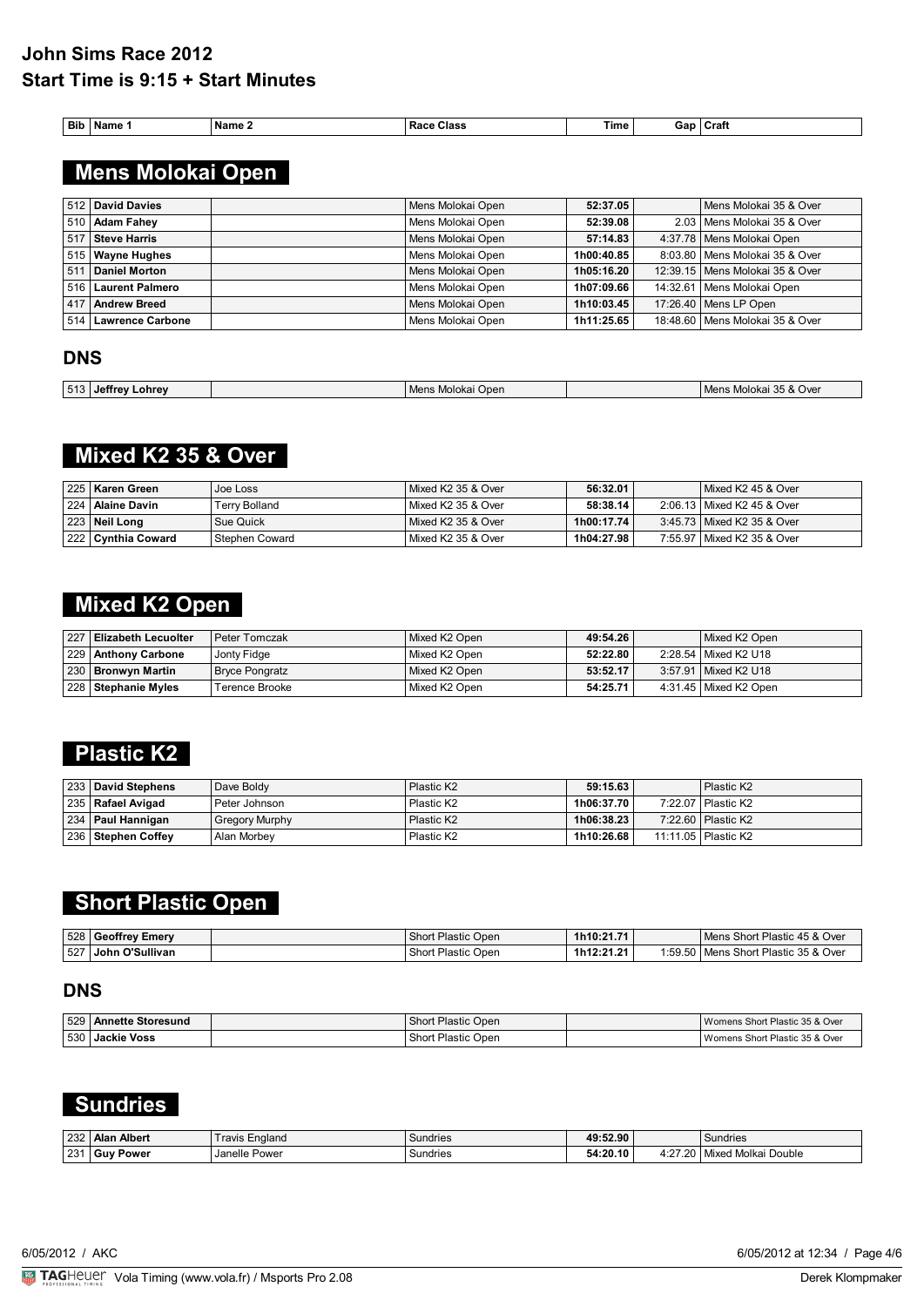# John Sims Race 2012

## Start Time is 9:15 + Start Minutes

| Bib | Name 1 | Name 2 | Race Class | Time | Gap | Craft |
|---|---|---|---|---|---|---|

## Mens Molokai Open

| Bib | Name 1 | Name 2 | Race Class | Time | Gap | Craft |
|---|---|---|---|---|---|---|
| 512 | **David Davies** | | Mens Molokai Open | **52:37.05** | | Mens Molokai 35 & Over |
| 510 | **Adam Fahey** | | Mens Molokai Open | **52:39.08** | 2.03 | Mens Molokai 35 & Over |
| 517 | **Steve Harris** | | Mens Molokai Open | **57:14.83** | 4:37.78 | Mens Molokai Open |
| 515 | **Wayne Hughes** | | Mens Molokai Open | **1h00:40.85** | 8:03.80 | Mens Molokai 35 & Over |
| 511 | **Daniel Morton** | | Mens Molokai Open | **1h05:16.20** | 12:39.15 | Mens Molokai 35 & Over |
| 516 | **Laurent Palmero** | | Mens Molokai Open | **1h07:09.66** | 14:32.61 | Mens Molokai Open |
| 417 | **Andrew Breed** | | Mens Molokai Open | **1h10:03.45** | 17:26.40 | Mens LP Open |
| 514 | **Lawrence Carbone** | | Mens Molokai Open | **1h11:25.65** | 18:48.60 | Mens Molokai 35 & Over |

### DNS

| Bib | Name 1 | Name 2 | Race Class | Time | Gap | Craft |
|---|---|---|---|---|---|---|
| 513 | **Jeffrey Lohrey** | | Mens Molokai Open | | | Mens Molokai 35 & Over |

## Mixed K2 35 & Over

| Bib | Name 1 | Name 2 | Race Class | Time | Gap | Craft |
|---|---|---|---|---|---|---|
| 225 | **Karen Green** | Joe Loss | Mixed K2 35 & Over | **56:32.01** | | Mixed K2 45 & Over |
| 224 | **Alaine Davin** | Terry Bolland | Mixed K2 35 & Over | **58:38.14** | 2:06.13 | Mixed K2 45 & Over |
| 223 | **Neil Long** | Sue Quick | Mixed K2 35 & Over | **1h00:17.74** | 3:45.73 | Mixed K2 35 & Over |
| 222 | **Cynthia Coward** | Stephen Coward | Mixed K2 35 & Over | **1h04:27.98** | 7:55.97 | Mixed K2 35 & Over |

## Mixed K2 Open

| Bib | Name 1 | Name 2 | Race Class | Time | Gap | Craft |
|---|---|---|---|---|---|---|
| 227 | **Elizabeth Lecuolter** | Peter Tomczak | Mixed K2 Open | **49:54.26** | | Mixed K2 Open |
| 229 | **Anthony Carbone** | Jonty Fidge | Mixed K2 Open | **52:22.80** | 2:28.54 | Mixed K2 U18 |
| 230 | **Bronwyn Martin** | Bryce Pongratz | Mixed K2 Open | **53:52.17** | 3:57.91 | Mixed K2 U18 |
| 228 | **Stephanie Myles** | Terence Brooke | Mixed K2 Open | **54:25.71** | 4:31.45 | Mixed K2 Open |

## Plastic K2

| Bib | Name 1 | Name 2 | Race Class | Time | Gap | Craft |
|---|---|---|---|---|---|---|
| 233 | **David Stephens** | Dave Boldy | Plastic K2 | **59:15.63** | | Plastic K2 |
| 235 | **Rafael Avigad** | Peter Johnson | Plastic K2 | **1h06:37.70** | 7:22.07 | Plastic K2 |
| 234 | **Paul Hannigan** | Gregory Murphy | Plastic K2 | **1h06:38.23** | 7:22.60 | Plastic K2 |
| 236 | **Stephen Coffey** | Alan Morbey | Plastic K2 | **1h10:26.68** | 11:11.05 | Plastic K2 |

## Short Plastic Open

| Bib | Name 1 | Name 2 | Race Class | Time | Gap | Craft |
|---|---|---|---|---|---|---|
| 528 | **Geoffrey Emery** | | Short Plastic Open | **1h10:21.71** | | Mens Short Plastic 45 & Over |
| 527 | **John O'Sullivan** | | Short Plastic Open | **1h12:21.21** | 1:59.50 | Mens Short Plastic 35 & Over |

### DNS

| Bib | Name 1 | Name 2 | Race Class | Time | Gap | Craft |
|---|---|---|---|---|---|---|
| 529 | **Annette Storesund** | | Short Plastic Open | | | Womens Short Plastic 35 & Over |
| 530 | **Jackie Voss** | | Short Plastic Open | | | Womens Short Plastic 35 & Over |

## Sundries

| Bib | Name 1 | Name 2 | Race Class | Time | Gap | Craft |
|---|---|---|---|---|---|---|
| 232 | **Alan Albert** | Travis England | Sundries | **49:52.90** | | Sundries |
| 231 | **Guy Power** | Janelle Power | Sundries | **54:20.10** | 4:27.20 | Mixed Molkai Double |

6/05/2012 / AKC

6/05/2012 at 12:34

Vola Timing (www.vola.fr) / Msports Pro 2.08

Derek Klompmaker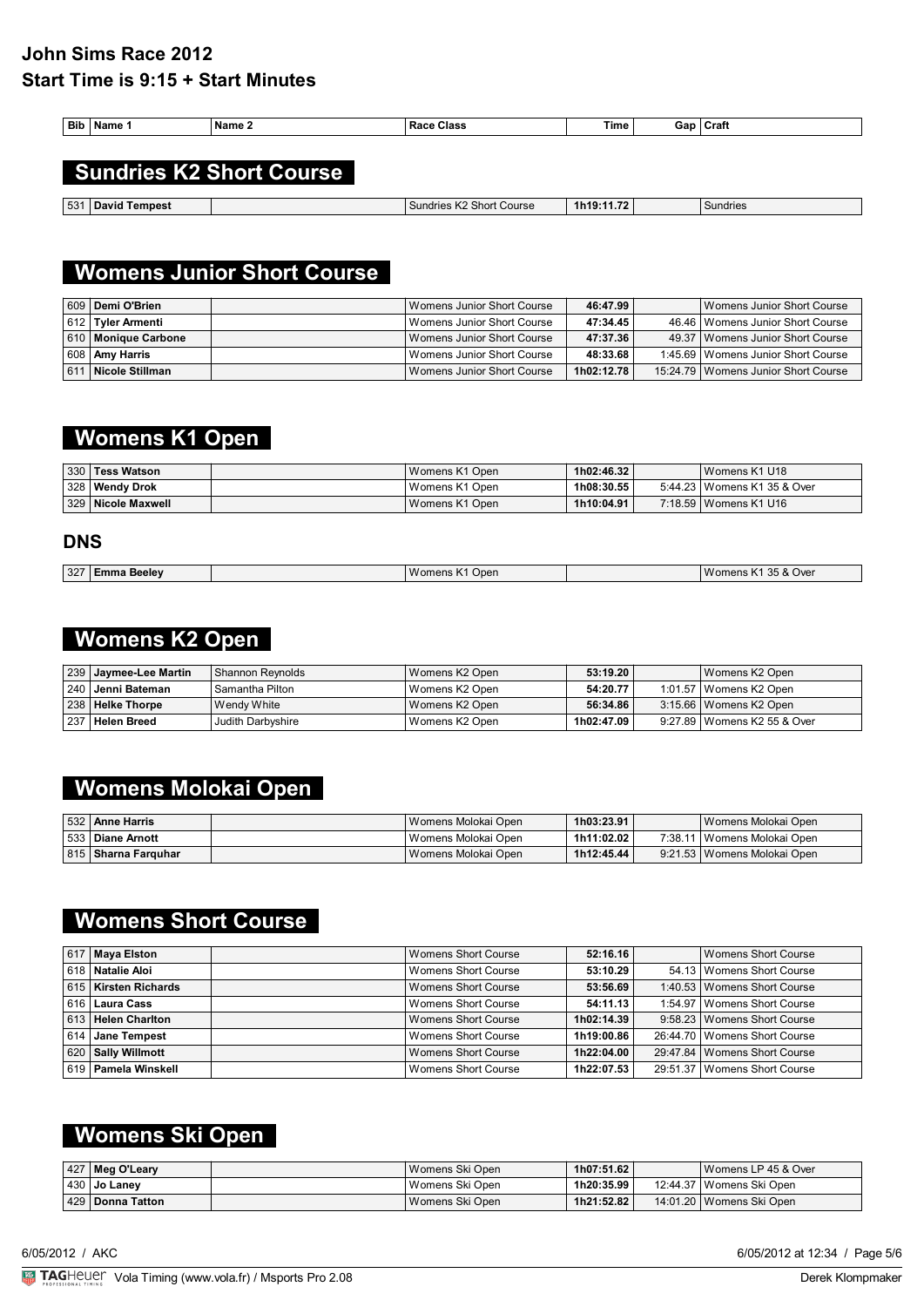# John Sims Race 2012
## Start Time is 9:15 + Start Minutes

## Sundries K2 Short Course

| Bib | Name 1 | Name 2 | Race Class | Time | Gap | Craft |
|---|---|---|---|---|---|---|
| 531 | **David Tempest** | | Sundries K2 Short Course | **1h19:11.72** | | Sundries |

## Womens Junior Short Course

| Bib | Name 1 | Name 2 | Race Class | Time | Gap | Craft |
|---|---|---|---|---|---|---|
| 609 | **Demi O'Brien** | | Womens Junior Short Course | **46:47.99** | | Womens Junior Short Course |
| 612 | **Tyler Armenti** | | Womens Junior Short Course | **47:34.45** | 46.46 | Womens Junior Short Course |
| 610 | **Monique Carbone** | | Womens Junior Short Course | **47:37.36** | 49.37 | Womens Junior Short Course |
| 608 | **Amy Harris** | | Womens Junior Short Course | **48:33.68** | 1:45.69 | Womens Junior Short Course |
| 611 | **Nicole Stillman** | | Womens Junior Short Course | **1h02:12.78** | 15:24.79 | Womens Junior Short Course |

## Womens K1 Open

| Bib | Name 1 | Name 2 | Race Class | Time | Gap | Craft |
|---|---|---|---|---|---|---|
| 330 | **Tess Watson** | | Womens K1 Open | **1h02:46.32** | | Womens K1 U18 |
| 328 | **Wendy Drok** | | Womens K1 Open | **1h08:30.55** | 5:44.23 | Womens K1 35 & Over |
| 329 | **Nicole Maxwell** | | Womens K1 Open | **1h10:04.91** | 7:18.59 | Womens K1 U16 |

### DNS

| Bib | Name 1 | Name 2 | Race Class | Time | Gap | Craft |
|---|---|---|---|---|---|---|
| 327 | **Emma Beeley** | | Womens K1 Open | | | Womens K1 35 & Over |

## Womens K2 Open

| Bib | Name 1 | Name 2 | Race Class | Time | Gap | Craft |
|---|---|---|---|---|---|---|
| 239 | **Jaymee-Lee Martin** | Shannon Reynolds | Womens K2 Open | **53:19.20** | | Womens K2 Open |
| 240 | **Jenni Bateman** | Samantha Pilton | Womens K2 Open | **54:20.77** | 1:01.57 | Womens K2 Open |
| 238 | **Helke Thorpe** | Wendy White | Womens K2 Open | **56:34.86** | 3:15.66 | Womens K2 Open |
| 237 | **Helen Breed** | Judith Darbyshire | Womens K2 Open | **1h02:47.09** | 9:27.89 | Womens K2 55 & Over |

## Womens Molokai Open

| Bib | Name 1 | Name 2 | Race Class | Time | Gap | Craft |
|---|---|---|---|---|---|---|
| 532 | **Anne Harris** | | Womens Molokai Open | **1h03:23.91** | | Womens Molokai Open |
| 533 | **Diane Arnott** | | Womens Molokai Open | **1h11:02.02** | 7:38.11 | Womens Molokai Open |
| 815 | **Sharna Farquhar** | | Womens Molokai Open | **1h12:45.44** | 9:21.53 | Womens Molokai Open |

## Womens Short Course

| Bib | Name 1 | Name 2 | Race Class | Time | Gap | Craft |
|---|---|---|---|---|---|---|
| 617 | **Maya Elston** | | Womens Short Course | **52:16.16** | | Womens Short Course |
| 618 | **Natalie Aloi** | | Womens Short Course | **53:10.29** | 54.13 | Womens Short Course |
| 615 | **Kirsten Richards** | | Womens Short Course | **53:56.69** | 1:40.53 | Womens Short Course |
| 616 | **Laura Cass** | | Womens Short Course | **54:11.13** | 1:54.97 | Womens Short Course |
| 613 | **Helen Charlton** | | Womens Short Course | **1h02:14.39** | 9:58.23 | Womens Short Course |
| 614 | **Jane Tempest** | | Womens Short Course | **1h19:00.86** | 26:44.70 | Womens Short Course |
| 620 | **Sally Willmott** | | Womens Short Course | **1h22:04.00** | 29:47.84 | Womens Short Course |
| 619 | **Pamela Winskell** | | Womens Short Course | **1h22:07.53** | 29:51.37 | Womens Short Course |

## Womens Ski Open

| Bib | Name 1 | Name 2 | Race Class | Time | Gap | Craft |
|---|---|---|---|---|---|---|
| 427 | **Meg O'Leary** | | Womens Ski Open | **1h07:51.62** | | Womens LP 45 & Over |
| 430 | **Jo Laney** | | Womens Ski Open | **1h20:35.99** | 12:44.37 | Womens Ski Open |
| 429 | **Donna Tatton** | | Womens Ski Open | **1h21:52.82** | 14:01.20 | Womens Ski Open |

6/05/2012 / AKC

6/05/2012 at 12:34

TAGHeuer Vola Timing (www.vola.fr) / Msports Pro 2.08

Derek Klompmaker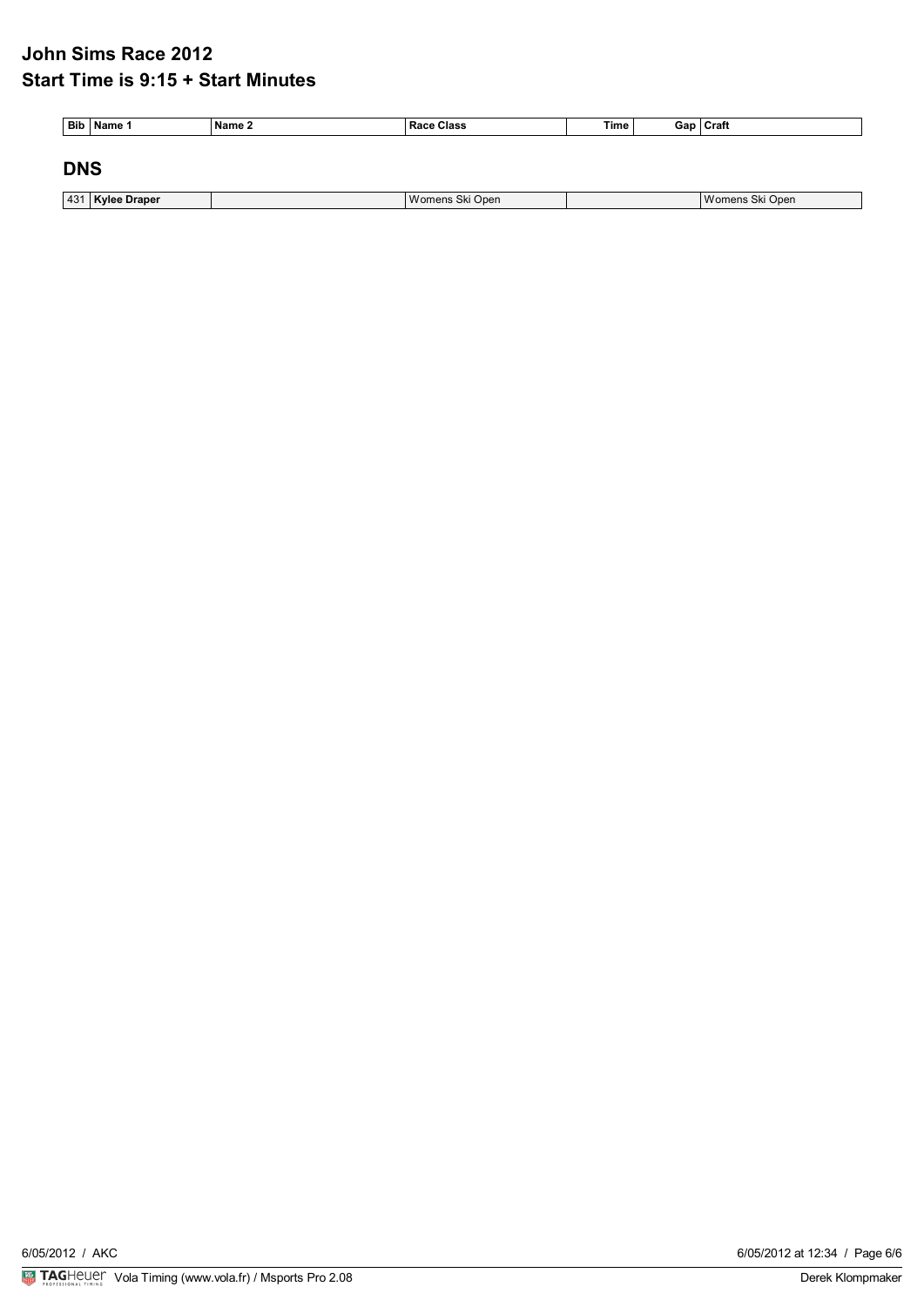# John Sims Race 2012
## Start Time is 9:15 + Start Minutes

| Bib | Name 1 | Name 2 | Race Class | Time | Gap | Craft |
|---|---|---|---|---|---|---|

## DNS

| Bib | Name 1 | Name 2 | Race Class | Time | Gap | Craft |
|---|---|---|---|---|---|---|
| 431 | **Kylee Draper** | | Womens Ski Open | | | Womens Ski Open |

6/05/2012 / AKC

6/05/2012 at 12:34

Vola Timing (www.vola.fr) / Msports Pro 2.08

Derek Klompmaker